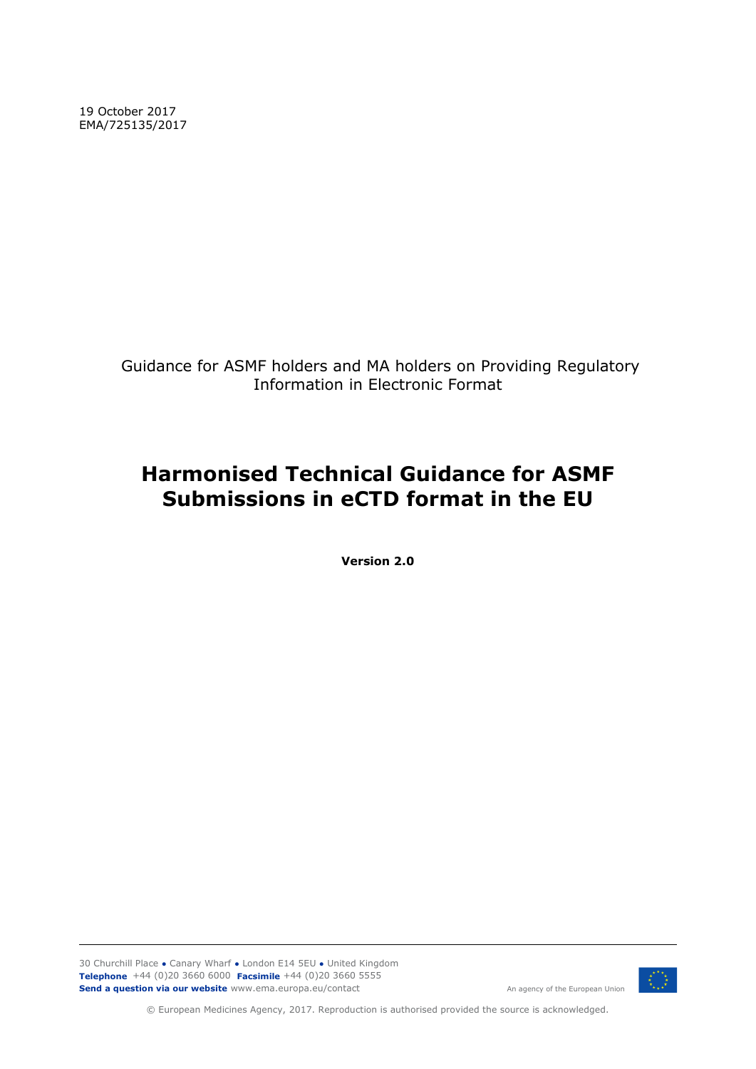19 October 2017
EMA/725135/2017

Guidance for ASMF holders and MA holders on Providing Regulatory Information in Electronic Format

# Harmonised Technical Guidance for ASMF Submissions in eCTD format in the EU

**Version 2.0**

30 Churchill Place ● Canary Wharf ● London E14 5EU ● United Kingdom
**Telephone** +44 (0)20 3660 6000 **Facsimile** +44 (0)20 3660 5555
**Send a question via our website** www.ema.europa.eu/contact

An agency of the European Union

© European Medicines Agency, 2017. Reproduction is authorised provided the source is acknowledged.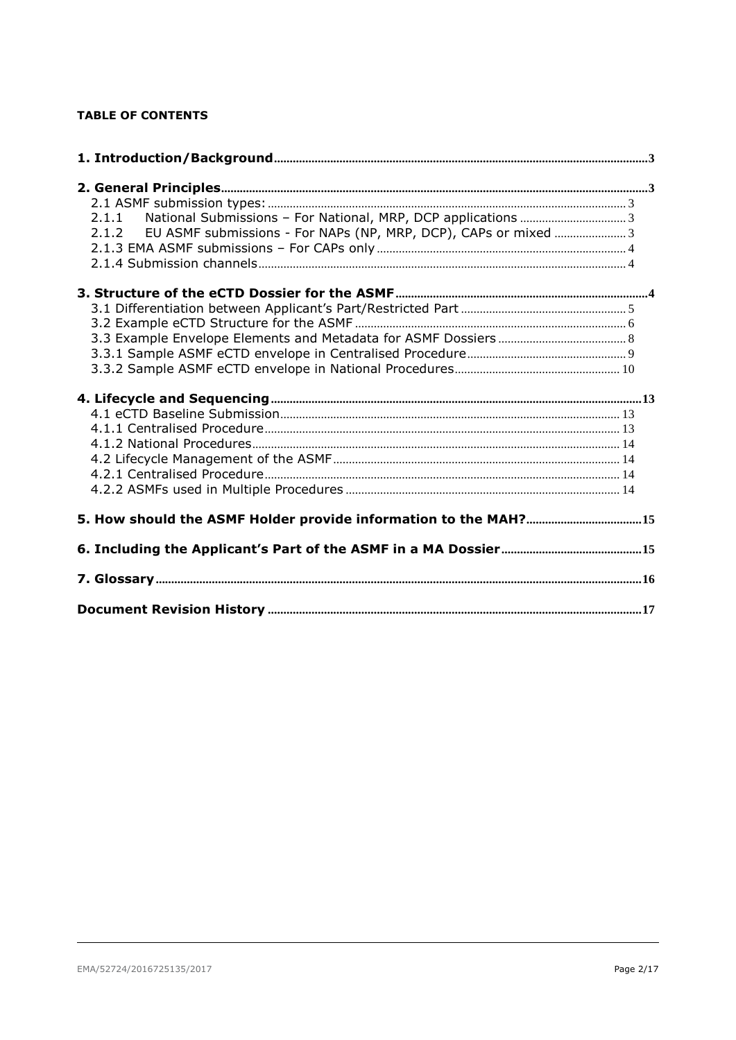**TABLE OF CONTENTS**

**1. Introduction/Background** ..... 3

**2. General Principles** ..... 3

- 2.1 ASMF submission types: ..... 3
- 2.1.1 National Submissions – For National, MRP, DCP applications ..... 3
- 2.1.2 EU ASMF submissions - For NAPs (NP, MRP, DCP), CAPs or mixed ..... 3
- 2.1.3 EMA ASMF submissions – For CAPs only ..... 4
- 2.1.4 Submission channels ..... 4

**3. Structure of the eCTD Dossier for the ASMF** ..... 4

- 3.1 Differentiation between Applicant's Part/Restricted Part ..... 5
- 3.2 Example eCTD Structure for the ASMF ..... 6
- 3.3 Example Envelope Elements and Metadata for ASMF Dossiers ..... 8
- 3.3.1 Sample ASMF eCTD envelope in Centralised Procedure ..... 9
- 3.3.2 Sample ASMF eCTD envelope in National Procedures ..... 10

**4. Lifecycle and Sequencing** ..... 13

- 4.1 eCTD Baseline Submission ..... 13
- 4.1.1 Centralised Procedure ..... 13
- 4.1.2 National Procedures ..... 14
- 4.2 Lifecycle Management of the ASMF ..... 14
- 4.2.1 Centralised Procedure ..... 14
- 4.2.2 ASMFs used in Multiple Procedures ..... 14

**5. How should the ASMF Holder provide information to the MAH?** ..... 15

**6. Including the Applicant's Part of the ASMF in a MA Dossier** ..... 15

**7. Glossary** ..... 16

**Document Revision History** ..... 17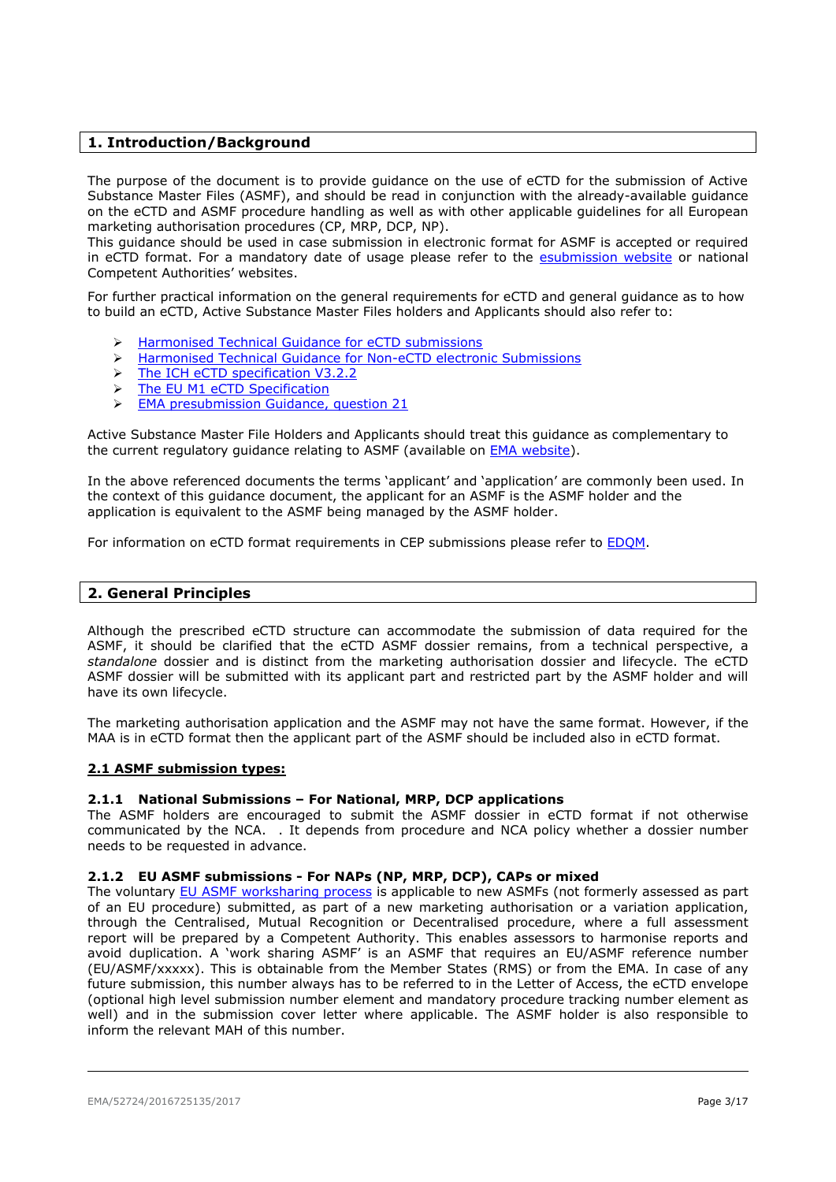## 1. Introduction/Background

The purpose of the document is to provide guidance on the use of eCTD for the submission of Active Substance Master Files (ASMF), and should be read in conjunction with the already-available guidance on the eCTD and ASMF procedure handling as well as with other applicable guidelines for all European marketing authorisation procedures (CP, MRP, DCP, NP).
This guidance should be used in case submission in electronic format for ASMF is accepted or required in eCTD format. For a mandatory date of usage please refer to the esubmission website or national Competent Authorities' websites.

For further practical information on the general requirements for eCTD and general guidance as to how to build an eCTD, Active Substance Master Files holders and Applicants should also refer to:

- Harmonised Technical Guidance for eCTD submissions
- Harmonised Technical Guidance for Non-eCTD electronic Submissions
- The ICH eCTD specification V3.2.2
- The EU M1 eCTD Specification
- EMA presubmission Guidance, question 21

Active Substance Master File Holders and Applicants should treat this guidance as complementary to the current regulatory guidance relating to ASMF (available on EMA website).

In the above referenced documents the terms 'applicant' and 'application' are commonly been used. In the context of this guidance document, the applicant for an ASMF is the ASMF holder and the application is equivalent to the ASMF being managed by the ASMF holder.

For information on eCTD format requirements in CEP submissions please refer to EDQM.

## 2. General Principles

Although the prescribed eCTD structure can accommodate the submission of data required for the ASMF, it should be clarified that the eCTD ASMF dossier remains, from a technical perspective, a *standalone* dossier and is distinct from the marketing authorisation dossier and lifecycle. The eCTD ASMF dossier will be submitted with its applicant part and restricted part by the ASMF holder and will have its own lifecycle.

The marketing authorisation application and the ASMF may not have the same format. However, if the MAA is in eCTD format then the applicant part of the ASMF should be included also in eCTD format.

### 2.1 ASMF submission types:

#### 2.1.1 National Submissions – For National, MRP, DCP applications

The ASMF holders are encouraged to submit the ASMF dossier in eCTD format if not otherwise communicated by the NCA. . It depends from procedure and NCA policy whether a dossier number needs to be requested in advance.

#### 2.1.2 EU ASMF submissions - For NAPs (NP, MRP, DCP), CAPs or mixed

The voluntary EU ASMF worksharing process is applicable to new ASMFs (not formerly assessed as part of an EU procedure) submitted, as part of a new marketing authorisation or a variation application, through the Centralised, Mutual Recognition or Decentralised procedure, where a full assessment report will be prepared by a Competent Authority. This enables assessors to harmonise reports and avoid duplication. A 'work sharing ASMF' is an ASMF that requires an EU/ASMF reference number (EU/ASMF/xxxxx). This is obtainable from the Member States (RMS) or from the EMA. In case of any future submission, this number always has to be referred to in the Letter of Access, the eCTD envelope (optional high level submission number element and mandatory procedure tracking number element as well) and in the submission cover letter where applicable. The ASMF holder is also responsible to inform the relevant MAH of this number.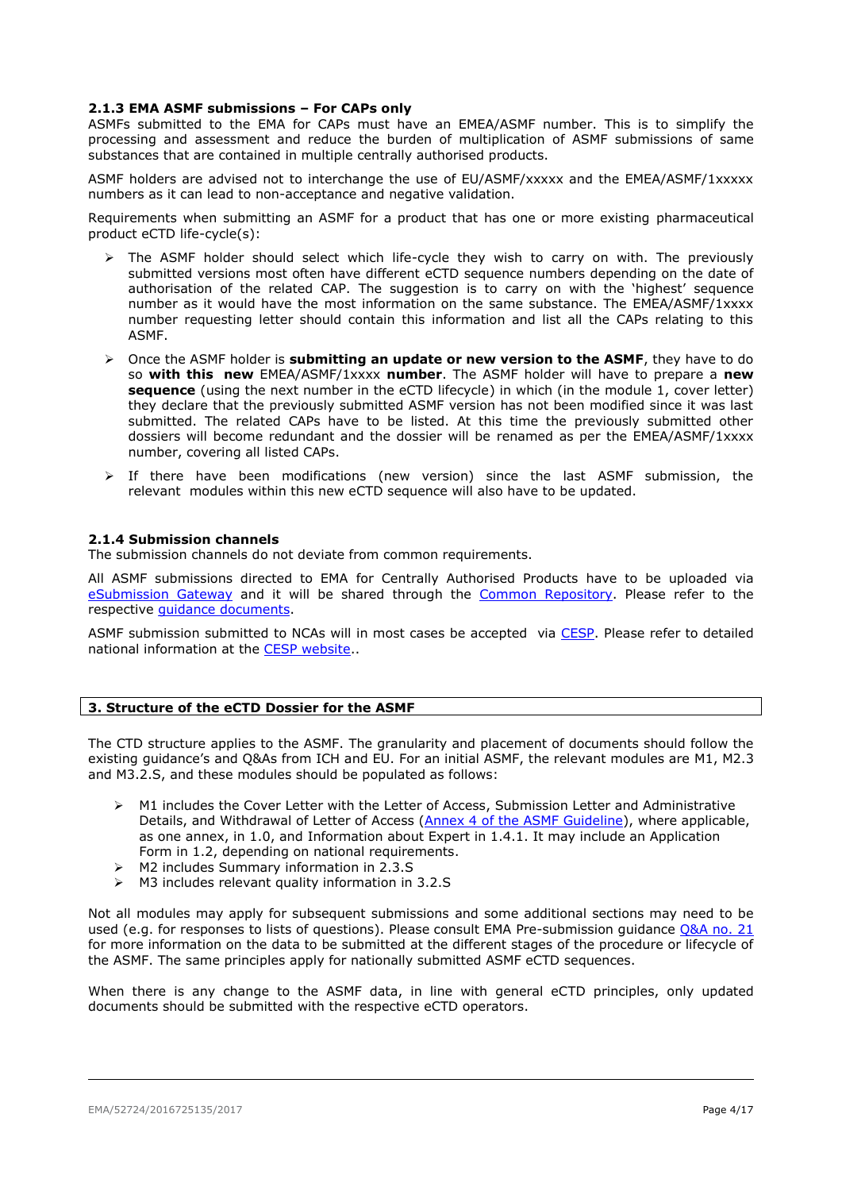### 2.1.3 EMA ASMF submissions – For CAPs only

ASMFs submitted to the EMA for CAPs must have an EMEA/ASMF number. This is to simplify the processing and assessment and reduce the burden of multiplication of ASMF submissions of same substances that are contained in multiple centrally authorised products.

ASMF holders are advised not to interchange the use of EU/ASMF/xxxxx and the EMEA/ASMF/1xxxxx numbers as it can lead to non-acceptance and negative validation.

Requirements when submitting an ASMF for a product that has one or more existing pharmaceutical product eCTD life-cycle(s):

- The ASMF holder should select which life-cycle they wish to carry on with. The previously submitted versions most often have different eCTD sequence numbers depending on the date of authorisation of the related CAP. The suggestion is to carry on with the 'highest' sequence number as it would have the most information on the same substance. The EMEA/ASMF/1xxxx number requesting letter should contain this information and list all the CAPs relating to this ASMF.
- Once the ASMF holder is **submitting an update or new version to the ASMF**, they have to do so **with this new** EMEA/ASMF/1xxxx **number**. The ASMF holder will have to prepare a **new sequence** (using the next number in the eCTD lifecycle) in which (in the module 1, cover letter) they declare that the previously submitted ASMF version has not been modified since it was last submitted. The related CAPs have to be listed. At this time the previously submitted other dossiers will become redundant and the dossier will be renamed as per the EMEA/ASMF/1xxxx number, covering all listed CAPs.
- If there have been modifications (new version) since the last ASMF submission, the relevant modules within this new eCTD sequence will also have to be updated.

### 2.1.4 Submission channels

The submission channels do not deviate from common requirements.

All ASMF submissions directed to EMA for Centrally Authorised Products have to be uploaded via eSubmission Gateway and it will be shared through the Common Repository. Please refer to the respective guidance documents.

ASMF submission submitted to NCAs will in most cases be accepted via CESP. Please refer to detailed national information at the CESP website..

## 3. Structure of the eCTD Dossier for the ASMF

The CTD structure applies to the ASMF. The granularity and placement of documents should follow the existing guidance's and Q&As from ICH and EU. For an initial ASMF, the relevant modules are M1, M2.3 and M3.2.S, and these modules should be populated as follows:

- M1 includes the Cover Letter with the Letter of Access, Submission Letter and Administrative Details, and Withdrawal of Letter of Access (Annex 4 of the ASMF Guideline), where applicable, as one annex, in 1.0, and Information about Expert in 1.4.1. It may include an Application Form in 1.2, depending on national requirements.
- M2 includes Summary information in 2.3.S
- M3 includes relevant quality information in 3.2.S

Not all modules may apply for subsequent submissions and some additional sections may need to be used (e.g. for responses to lists of questions). Please consult EMA Pre-submission guidance Q&A no. 21 for more information on the data to be submitted at the different stages of the procedure or lifecycle of the ASMF. The same principles apply for nationally submitted ASMF eCTD sequences.

When there is any change to the ASMF data, in line with general eCTD principles, only updated documents should be submitted with the respective eCTD operators.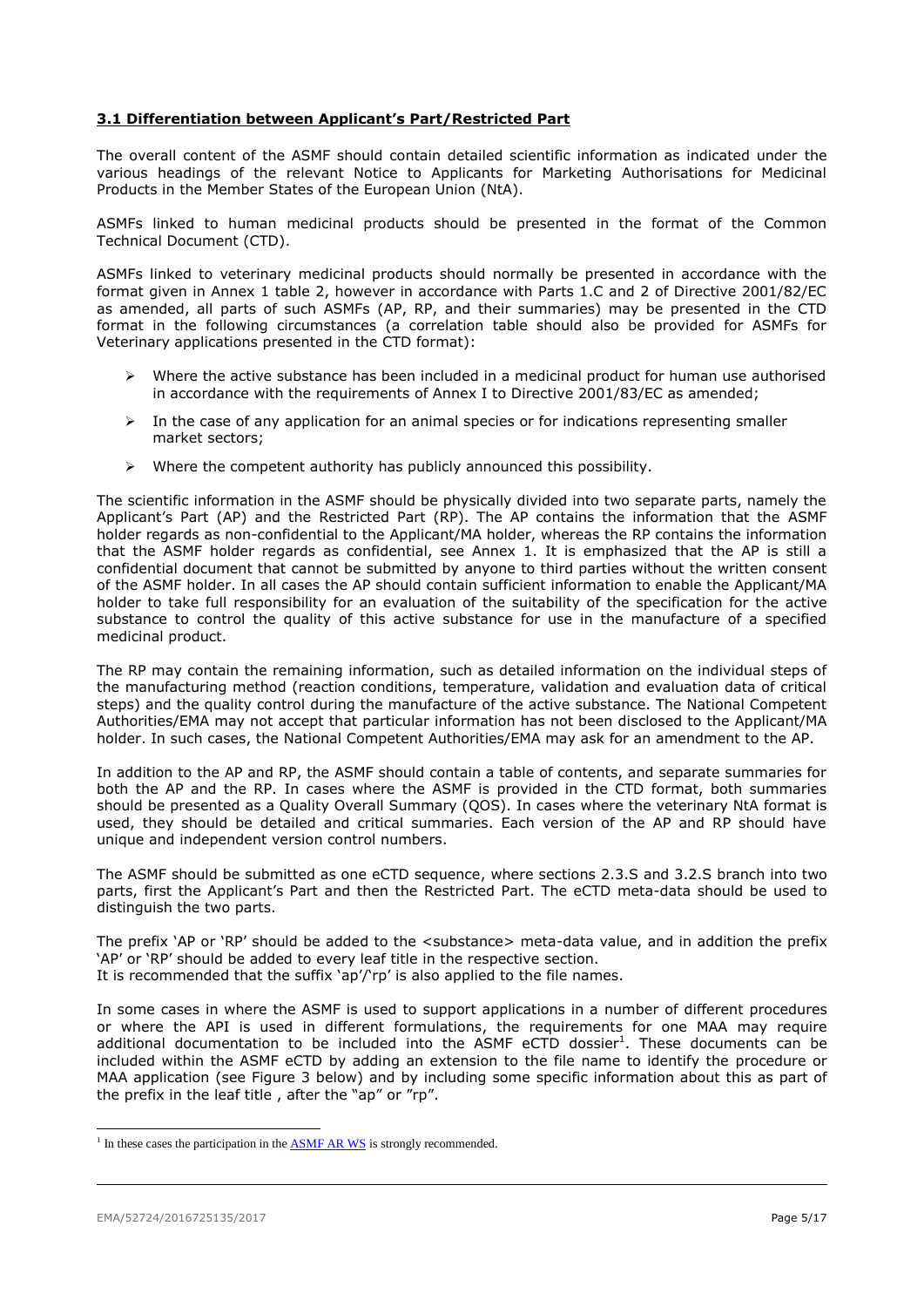### 3.1 Differentiation between Applicant's Part/Restricted Part

The overall content of the ASMF should contain detailed scientific information as indicated under the various headings of the relevant Notice to Applicants for Marketing Authorisations for Medicinal Products in the Member States of the European Union (NtA).

ASMFs linked to human medicinal products should be presented in the format of the Common Technical Document (CTD).

ASMFs linked to veterinary medicinal products should normally be presented in accordance with the format given in Annex 1 table 2, however in accordance with Parts 1.C and 2 of Directive 2001/82/EC as amended, all parts of such ASMFs (AP, RP, and their summaries) may be presented in the CTD format in the following circumstances (a correlation table should also be provided for ASMFs for Veterinary applications presented in the CTD format):

- Where the active substance has been included in a medicinal product for human use authorised in accordance with the requirements of Annex I to Directive 2001/83/EC as amended;
- In the case of any application for an animal species or for indications representing smaller market sectors;
- Where the competent authority has publicly announced this possibility.

The scientific information in the ASMF should be physically divided into two separate parts, namely the Applicant's Part (AP) and the Restricted Part (RP). The AP contains the information that the ASMF holder regards as non-confidential to the Applicant/MA holder, whereas the RP contains the information that the ASMF holder regards as confidential, see Annex 1. It is emphasized that the AP is still a confidential document that cannot be submitted by anyone to third parties without the written consent of the ASMF holder. In all cases the AP should contain sufficient information to enable the Applicant/MA holder to take full responsibility for an evaluation of the suitability of the specification for the active substance to control the quality of this active substance for use in the manufacture of a specified medicinal product.

The RP may contain the remaining information, such as detailed information on the individual steps of the manufacturing method (reaction conditions, temperature, validation and evaluation data of critical steps) and the quality control during the manufacture of the active substance. The National Competent Authorities/EMA may not accept that particular information has not been disclosed to the Applicant/MA holder. In such cases, the National Competent Authorities/EMA may ask for an amendment to the AP.

In addition to the AP and RP, the ASMF should contain a table of contents, and separate summaries for both the AP and the RP. In cases where the ASMF is provided in the CTD format, both summaries should be presented as a Quality Overall Summary (QOS). In cases where the veterinary NtA format is used, they should be detailed and critical summaries. Each version of the AP and RP should have unique and independent version control numbers.

The ASMF should be submitted as one eCTD sequence, where sections 2.3.S and 3.2.S branch into two parts, first the Applicant's Part and then the Restricted Part. The eCTD meta-data should be used to distinguish the two parts.

The prefix 'AP or 'RP' should be added to the <substance> meta-data value, and in addition the prefix 'AP' or 'RP' should be added to every leaf title in the respective section.
It is recommended that the suffix 'ap'/'rp' is also applied to the file names.

In some cases in where the ASMF is used to support applications in a number of different procedures or where the API is used in different formulations, the requirements for one MAA may require additional documentation to be included into the ASMF eCTD dossier[1]. These documents can be included within the ASMF eCTD by adding an extension to the file name to identify the procedure or MAA application (see Figure 3 below) and by including some specific information about this as part of the prefix in the leaf title , after the "ap" or "rp".

[1] In these cases the participation in the ASMF AR WS is strongly recommended.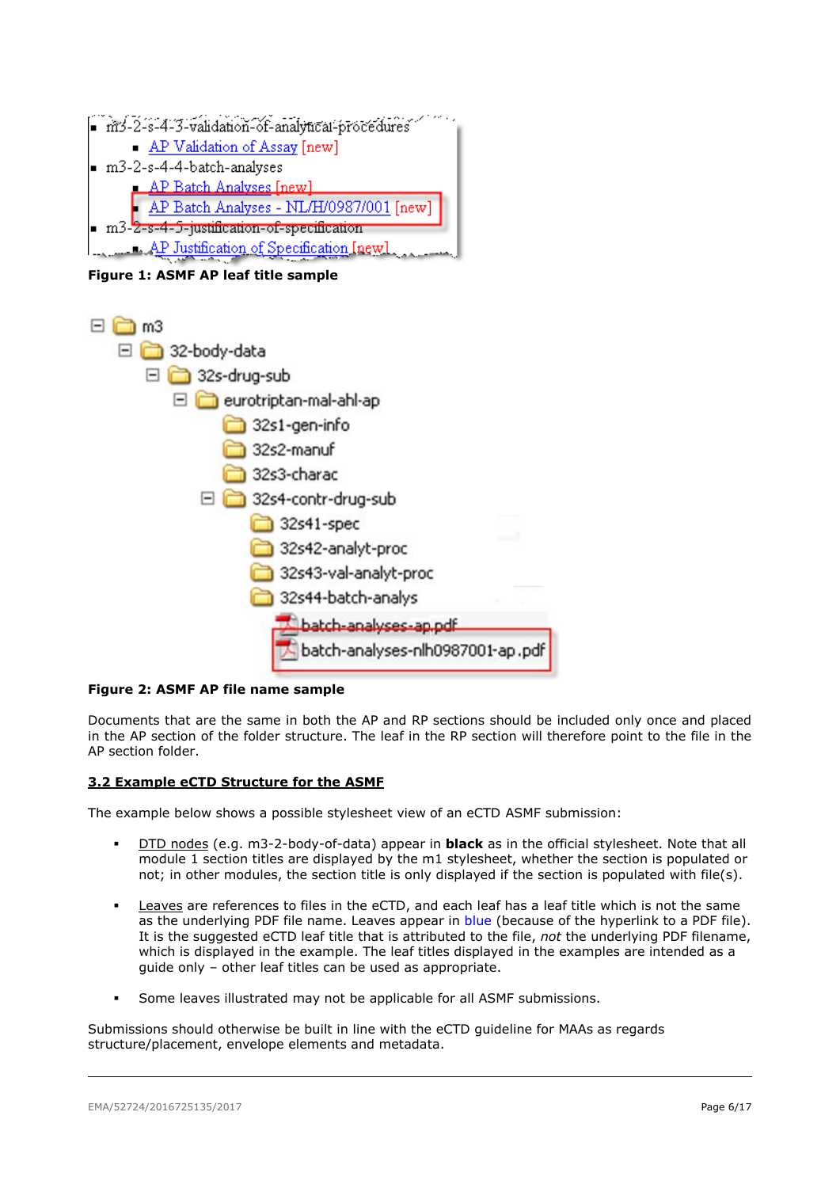- m3-2-s-4-3-validation-of-analytical-procedures
  - AP Validation of Assay [new]
- m3-2-s-4-4-batch-analyses
  - AP Batch Analyses [new]
  - AP Batch Analyses - NL/H/0987/001 [new]
- m3-2-s-4-5-justification-of-specification
  - AP Justification of Specification [new]

**Figure 1: ASMF AP leaf title sample**

```
m3
  32-body-data
    32s-drug-sub
      eurotriptan-mal-ahl-ap
        32s1-gen-info
        32s2-manuf
        32s3-charac
        32s4-contr-drug-sub
          32s41-spec
          32s42-analyt-proc
          32s43-val-analyt-proc
          32s44-batch-analys
            batch-analyses-ap.pdf
            batch-analyses-nlh0987001-ap.pdf
```

**Figure 2: ASMF AP file name sample**

Documents that are the same in both the AP and RP sections should be included only once and placed in the AP section of the folder structure. The leaf in the RP section will therefore point to the file in the AP section folder.

## 3.2 Example eCTD Structure for the ASMF

The example below shows a possible stylesheet view of an eCTD ASMF submission:

- DTD nodes (e.g. m3-2-body-of-data) appear in **black** as in the official stylesheet. Note that all module 1 section titles are displayed by the m1 stylesheet, whether the section is populated or not; in other modules, the section title is only displayed if the section is populated with file(s).

- Leaves are references to files in the eCTD, and each leaf has a leaf title which is not the same as the underlying PDF file name. Leaves appear in blue (because of the hyperlink to a PDF file). It is the suggested eCTD leaf title that is attributed to the file, *not* the underlying PDF filename, which is displayed in the example. The leaf titles displayed in the examples are intended as a guide only – other leaf titles can be used as appropriate.

- Some leaves illustrated may not be applicable for all ASMF submissions.

Submissions should otherwise be built in line with the eCTD guideline for MAAs as regards structure/placement, envelope elements and metadata.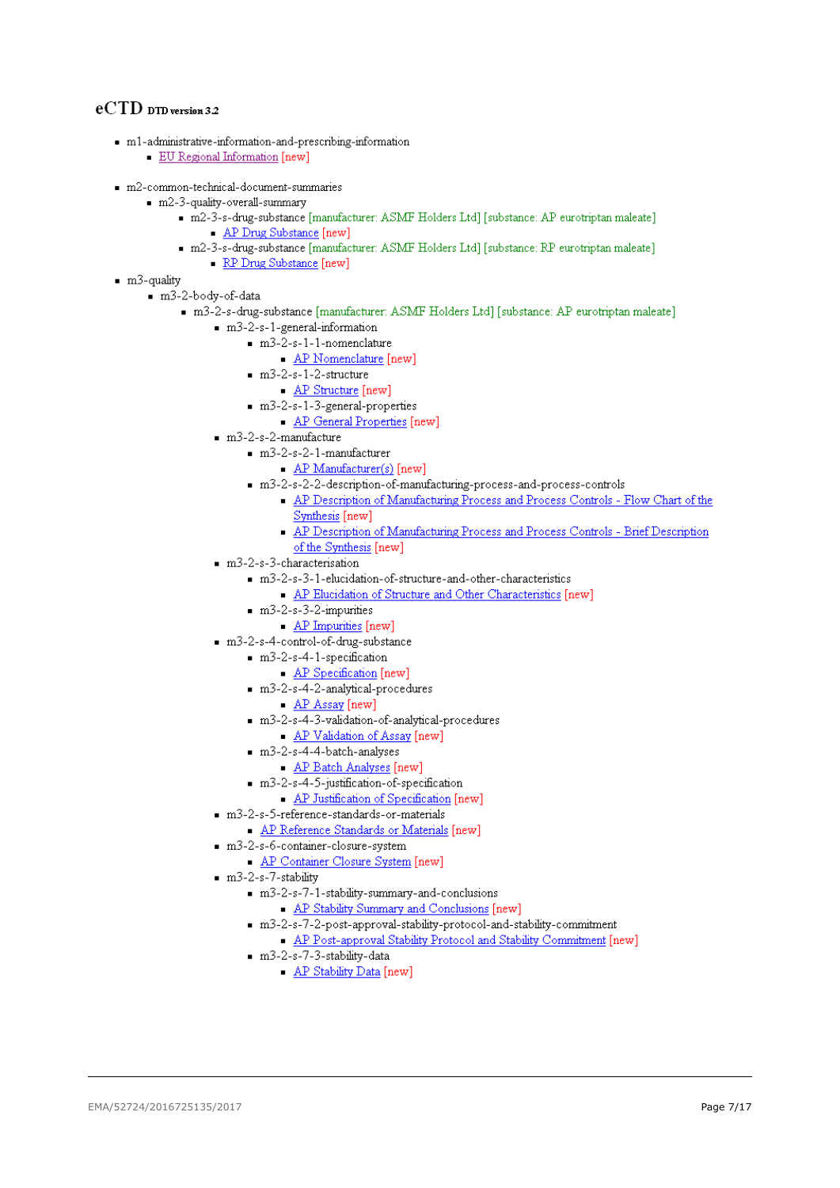# eCTD DTD version 3.2

- m1-administrative-information-and-prescribing-information
  - EU Regional Information [new]

- m2-common-technical-document-summaries
  - m2-3-quality-overall-summary
    - m2-3-s-drug-substance [manufacturer: ASMF Holders Ltd] [substance: AP eurotriptan maleate]
      - AP Drug Substance [new]
    - m2-3-s-drug-substance [manufacturer: ASMF Holders Ltd] [substance: RP eurotriptan maleate]
      - RP Drug Substance [new]
- m3-quality
  - m3-2-body-of-data
    - m3-2-s-drug-substance [manufacturer: ASMF Holders Ltd] [substance: AP eurotriptan maleate]
      - m3-2-s-1-general-information
        - m3-2-s-1-1-nomenclature
          - AP Nomenclature [new]
        - m3-2-s-1-2-structure
          - AP Structure [new]
        - m3-2-s-1-3-general-properties
          - AP General Properties [new]
      - m3-2-s-2-manufacture
        - m3-2-s-2-1-manufacturer
          - AP Manufacturer(s) [new]
        - m3-2-s-2-2-description-of-manufacturing-process-and-process-controls
          - AP Description of Manufacturing Process and Process Controls - Flow Chart of the Synthesis [new]
          - AP Description of Manufacturing Process and Process Controls - Brief Description of the Synthesis [new]
      - m3-2-s-3-characterisation
        - m3-2-s-3-1-elucidation-of-structure-and-other-characteristics
          - AP Elucidation of Structure and Other Characteristics [new]
        - m3-2-s-3-2-impurities
          - AP Impurities [new]
      - m3-2-s-4-control-of-drug-substance
        - m3-2-s-4-1-specification
          - AP Specification [new]
        - m3-2-s-4-2-analytical-procedures
          - AP Assay [new]
        - m3-2-s-4-3-validation-of-analytical-procedures
          - AP Validation of Assay [new]
        - m3-2-s-4-4-batch-analyses
          - AP Batch Analyses [new]
        - m3-2-s-4-5-justification-of-specification
          - AP Justification of Specification [new]
      - m3-2-s-5-reference-standards-or-materials
        - AP Reference Standards or Materials [new]
      - m3-2-s-6-container-closure-system
        - AP Container Closure System [new]
      - m3-2-s-7-stability
        - m3-2-s-7-1-stability-summary-and-conclusions
          - AP Stability Summary and Conclusions [new]
        - m3-2-s-7-2-post-approval-stability-protocol-and-stability-commitment
          - AP Post-approval Stability Protocol and Stability Commitment [new]
        - m3-2-s-7-3-stability-data
          - AP Stability Data [new]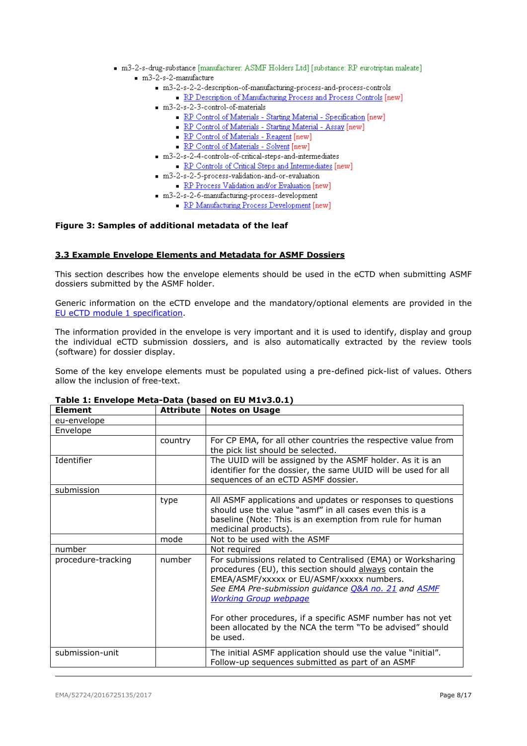- m3-2-s-drug-substance [manufacturer: ASMF Holders Ltd] [substance: RP eurotriptan maleate]
  - m3-2-s-2-manufacture
    - m3-2-s-2-2-description-of-manufacturing-process-and-process-controls
      - RP Description of Manufacturing Process and Process Controls [new]
    - m3-2-s-2-3-control-of-materials
      - RP Control of Materials - Starting Material - Specification [new]
      - RP Control of Materials - Starting Material - Assay [new]
      - RP Control of Materials - Reagent [new]
      - RP Control of Materials - Solvent [new]
    - m3-2-s-2-4-controls-of-critical-steps-and-intermediates
      - RP Controls of Critical Steps and Intermediates [new]
    - m3-2-s-2-5-process-validation-and-or-evaluation
      - RP Process Validation and/or Evaluation [new]
    - m3-2-s-2-6-manufacturing-process-development
      - RP Manufacturing Process Development [new]

**Figure 3: Samples of additional metadata of the leaf**

## 3.3 Example Envelope Elements and Metadata for ASMF Dossiers

This section describes how the envelope elements should be used in the eCTD when submitting ASMF dossiers submitted by the ASMF holder.

Generic information on the eCTD envelope and the mandatory/optional elements are provided in the EU eCTD module 1 specification.

The information provided in the envelope is very important and it is used to identify, display and group the individual eCTD submission dossiers, and is also automatically extracted by the review tools (software) for dossier display.

Some of the key envelope elements must be populated using a pre-defined pick-list of values. Others allow the inclusion of free-text.

**Table 1: Envelope Meta-Data (based on EU M1v3.0.1)**

| Element | Attribute | Notes on Usage |
|---|---|---|
| eu-envelope | | |
| Envelope | | |
| | country | For CP EMA, for all other countries the respective value from the pick list should be selected. |
| Identifier | | The UUID will be assigned by the ASMF holder. As it is an identifier for the dossier, the same UUID will be used for all sequences of an eCTD ASMF dossier. |
| submission | | |
| | type | All ASMF applications and updates or responses to questions should use the value "asmf" in all cases even this is a baseline (Note: This is an exemption from rule for human medicinal products). |
| | mode | Not to be used with the ASMF |
| number | | Not required |
| procedure-tracking | number | For submissions related to Centralised (EMA) or Worksharing procedures (EU), this section should always contain the EMEA/ASMF/xxxxx or EU/ASMF/xxxxx numbers. *See EMA Pre-submission guidance Q&A no. 21 and ASMF Working Group webpage*<br><br>For other procedures, if a specific ASMF number has not yet been allocated by the NCA the term "To be advised" should be used. |
| submission-unit | | The initial ASMF application should use the value "initial". Follow-up sequences submitted as part of an ASMF |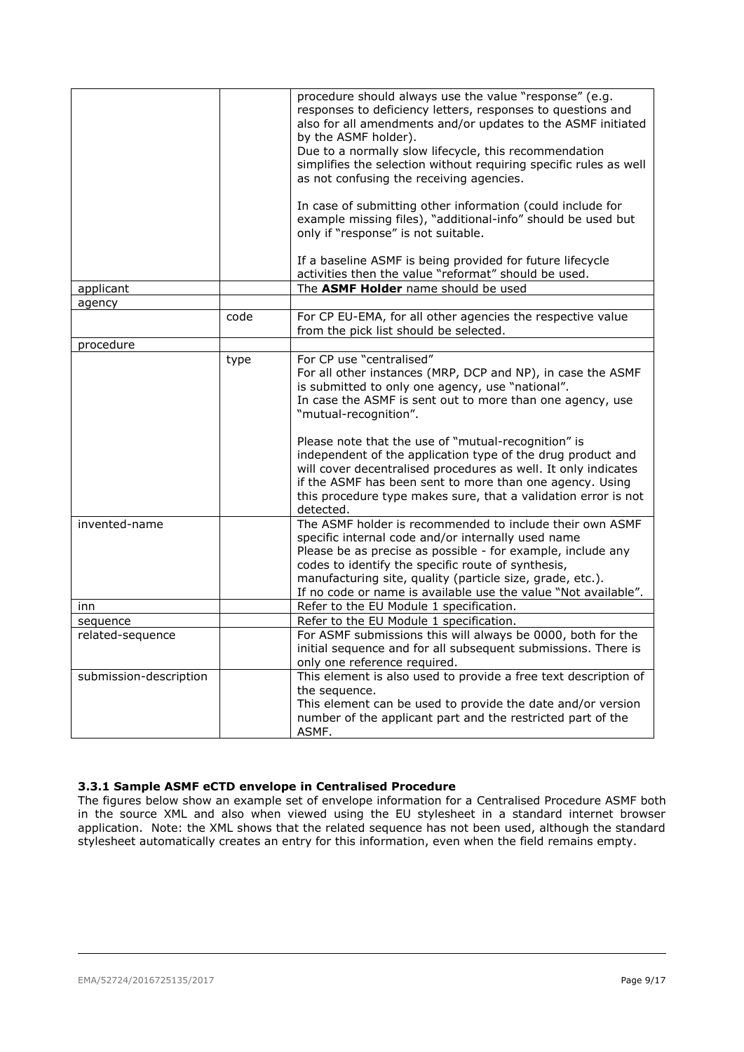| | | |
|---|---|---|
| | | procedure should always use the value "response" (e.g. responses to deficiency letters, responses to questions and also for all amendments and/or updates to the ASMF initiated by the ASMF holder).<br>Due to a normally slow lifecycle, this recommendation simplifies the selection without requiring specific rules as well as not confusing the receiving agencies.<br><br>In case of submitting other information (could include for example missing files), "additional-info" should be used but only if "response" is not suitable.<br><br>If a baseline ASMF is being provided for future lifecycle activities then the value "reformat" should be used. |
| applicant | | The **ASMF Holder** name should be used |
| agency | | |
| | code | For CP EU-EMA, for all other agencies the respective value from the pick list should be selected. |
| procedure | | |
| | type | For CP use "centralised"<br>For all other instances (MRP, DCP and NP), in case the ASMF is submitted to only one agency, use "national".<br>In case the ASMF is sent out to more than one agency, use "mutual-recognition".<br><br>Please note that the use of "mutual-recognition" is independent of the application type of the drug product and will cover decentralised procedures as well. It only indicates if the ASMF has been sent to more than one agency. Using this procedure type makes sure, that a validation error is not detected. |
| invented-name | | The ASMF holder is recommended to include their own ASMF specific internal code and/or internally used name<br>Please be as precise as possible - for example, include any codes to identify the specific route of synthesis, manufacturing site, quality (particle size, grade, etc.).<br>If no code or name is available use the value "Not available". |
| inn | | Refer to the EU Module 1 specification. |
| sequence | | Refer to the EU Module 1 specification. |
| related-sequence | | For ASMF submissions this will always be 0000, both for the initial sequence and for all subsequent submissions. There is only one reference required. |
| submission-description | | This element is also used to provide a free text description of the sequence.<br>This element can be used to provide the date and/or version number of the applicant part and the restricted part of the ASMF. |

### 3.3.1 Sample ASMF eCTD envelope in Centralised Procedure

The figures below show an example set of envelope information for a Centralised Procedure ASMF both in the source XML and also when viewed using the EU stylesheet in a standard internet browser application. Note: the XML shows that the related sequence has not been used, although the standard stylesheet automatically creates an entry for this information, even when the field remains empty.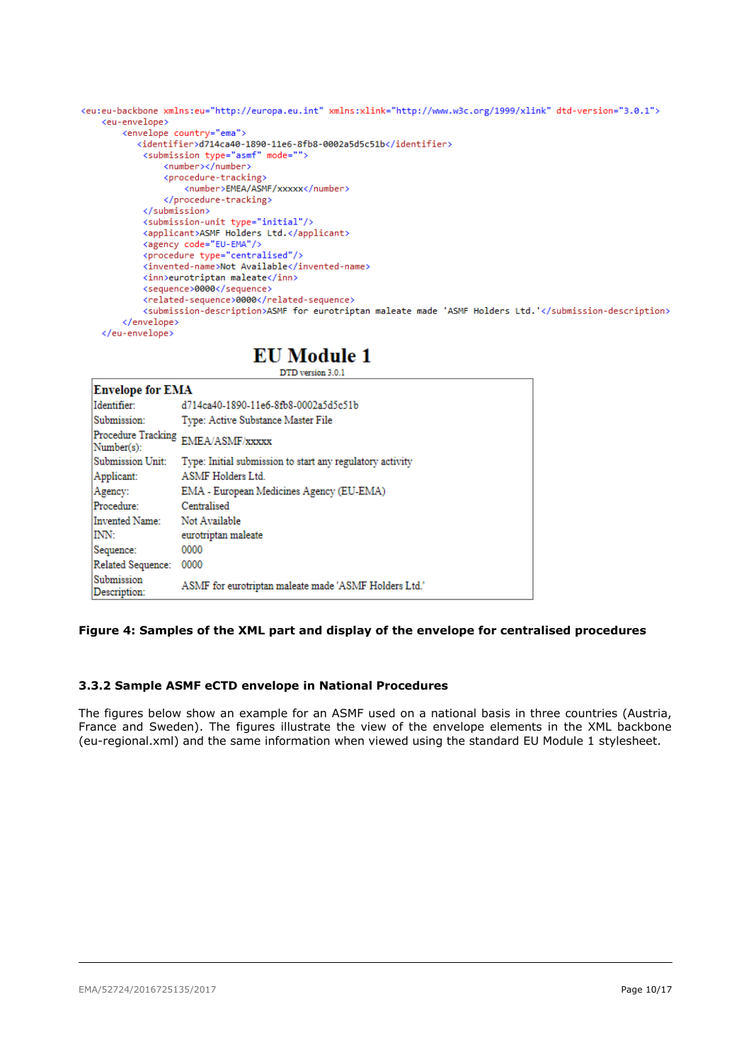```xml
<eu:eu-backbone xmlns:eu="http://europa.eu.int" xmlns:xlink="http://www.w3c.org/1999/xlink" dtd-version="3.0.1">
    <eu-envelope>
        <envelope country="ema">
            <identifier>d714ca40-1890-11e6-8fb8-0002a5d5c51b</identifier>
             <submission type="asmf" mode="">
                 <number></number>
                 <procedure-tracking>
                     <number>EMEA/ASMF/xxxxx</number>
                 </procedure-tracking>
             </submission>
             <submission-unit type="initial"/>
             <applicant>ASMF Holders Ltd.</applicant>
             <agency code="EU-EMA"/>
             <procedure type="centralised"/>
             <invented-name>Not Available</invented-name>
             <inn>eurotriptan maleate</inn>
             <sequence>0000</sequence>
             <related-sequence>0000</related-sequence>
             <submission-description>ASMF for eurotriptan maleate made 'ASMF Holders Ltd.'</submission-description>
        </envelope>
    </eu-envelope>
```

# EU Module 1

DTD version 3.0.1

| Envelope for EMA | |
|---|---|
| Identifier: | d714ca40-1890-11e6-8fb8-0002a5d5c51b |
| Submission: | Type: Active Substance Master File |
| Procedure Tracking Number(s): | EMEA/ASMF/xxxxx |
| Submission Unit: | Type: Initial submission to start any regulatory activity |
| Applicant: | ASMF Holders Ltd. |
| Agency: | EMA - European Medicines Agency (EU-EMA) |
| Procedure: | Centralised |
| Invented Name: | Not Available |
| INN: | eurotriptan maleate |
| Sequence: | 0000 |
| Related Sequence: | 0000 |
| Submission Description: | ASMF for eurotriptan maleate made 'ASMF Holders Ltd.' |

**Figure 4: Samples of the XML part and display of the envelope for centralised procedures**

### 3.3.2 Sample ASMF eCTD envelope in National Procedures

The figures below show an example for an ASMF used on a national basis in three countries (Austria, France and Sweden). The figures illustrate the view of the envelope elements in the XML backbone (eu-regional.xml) and the same information when viewed using the standard EU Module 1 stylesheet.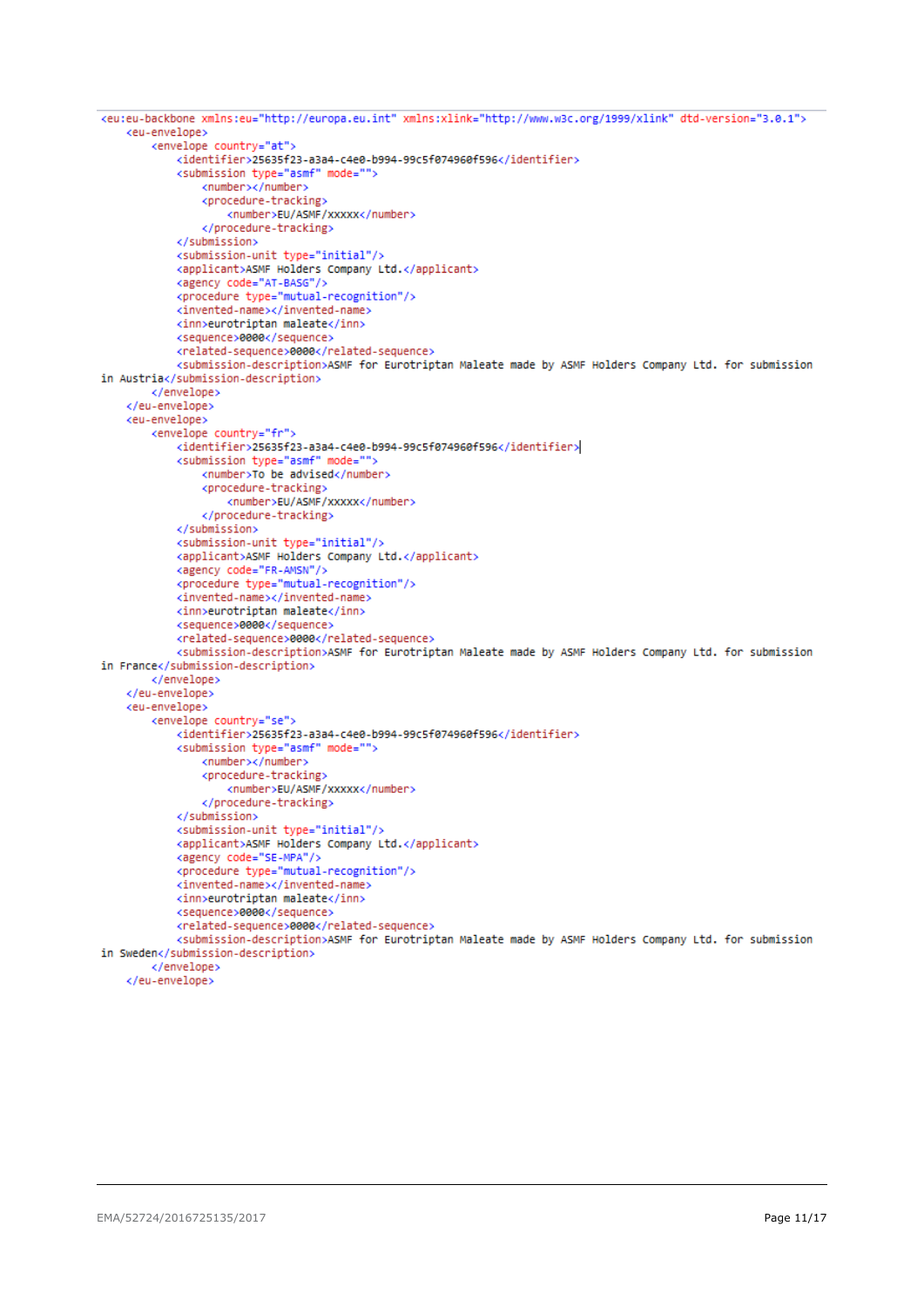```xml
<eu:eu-backbone xmlns:eu="http://europa.eu.int" xmlns:xlink="http://www.w3c.org/1999/xlink" dtd-version="3.0.1">
    <eu-envelope>
        <envelope country="at">
            <identifier>25635f23-a3a4-c4e0-b994-99c5f074960f596</identifier>
            <submission type="asmf" mode="">
                <number></number>
                <procedure-tracking>
                    <number>EU/ASMF/xxxxx</number>
                </procedure-tracking>
            </submission>
            <submission-unit type="initial"/>
            <applicant>ASMF Holders Company Ltd.</applicant>
            <agency code="AT-BASG"/>
            <procedure type="mutual-recognition"/>
            <invented-name></invented-name>
            <inn>eurotriptan maleate</inn>
            <sequence>0000</sequence>
            <related-sequence>0000</related-sequence>
            <submission-description>ASMF for Eurotriptan Maleate made by ASMF Holders Company Ltd. for submission
in Austria</submission-description>
        </envelope>
    </eu-envelope>
    <eu-envelope>
        <envelope country="fr">
            <identifier>25635f23-a3a4-c4e0-b994-99c5f074960f596</identifier>
            <submission type="asmf" mode="">
                <number>To be advised</number>
                <procedure-tracking>
                    <number>EU/ASMF/xxxxx</number>
                </procedure-tracking>
            </submission>
            <submission-unit type="initial"/>
            <applicant>ASMF Holders Company Ltd.</applicant>
            <agency code="FR-AMSN"/>
            <procedure type="mutual-recognition"/>
            <invented-name></invented-name>
            <inn>eurotriptan maleate</inn>
            <sequence>0000</sequence>
            <related-sequence>0000</related-sequence>
            <submission-description>ASMF for Eurotriptan Maleate made by ASMF Holders Company Ltd. for submission
in France</submission-description>
        </envelope>
    </eu-envelope>
    <eu-envelope>
        <envelope country="se">
            <identifier>25635f23-a3a4-c4e0-b994-99c5f074960f596</identifier>
            <submission type="asmf" mode="">
                <number></number>
                <procedure-tracking>
                    <number>EU/ASMF/xxxxx</number>
                </procedure-tracking>
            </submission>
            <submission-unit type="initial"/>
            <applicant>ASMF Holders Company Ltd.</applicant>
            <agency code="SE-MPA"/>
            <procedure type="mutual-recognition"/>
            <invented-name></invented-name>
            <inn>eurotriptan maleate</inn>
            <sequence>0000</sequence>
            <related-sequence>0000</related-sequence>
            <submission-description>ASMF for Eurotriptan Maleate made by ASMF Holders Company Ltd. for submission
in Sweden</submission-description>
        </envelope>
    </eu-envelope>
```

EMA/52724/2016725135/2017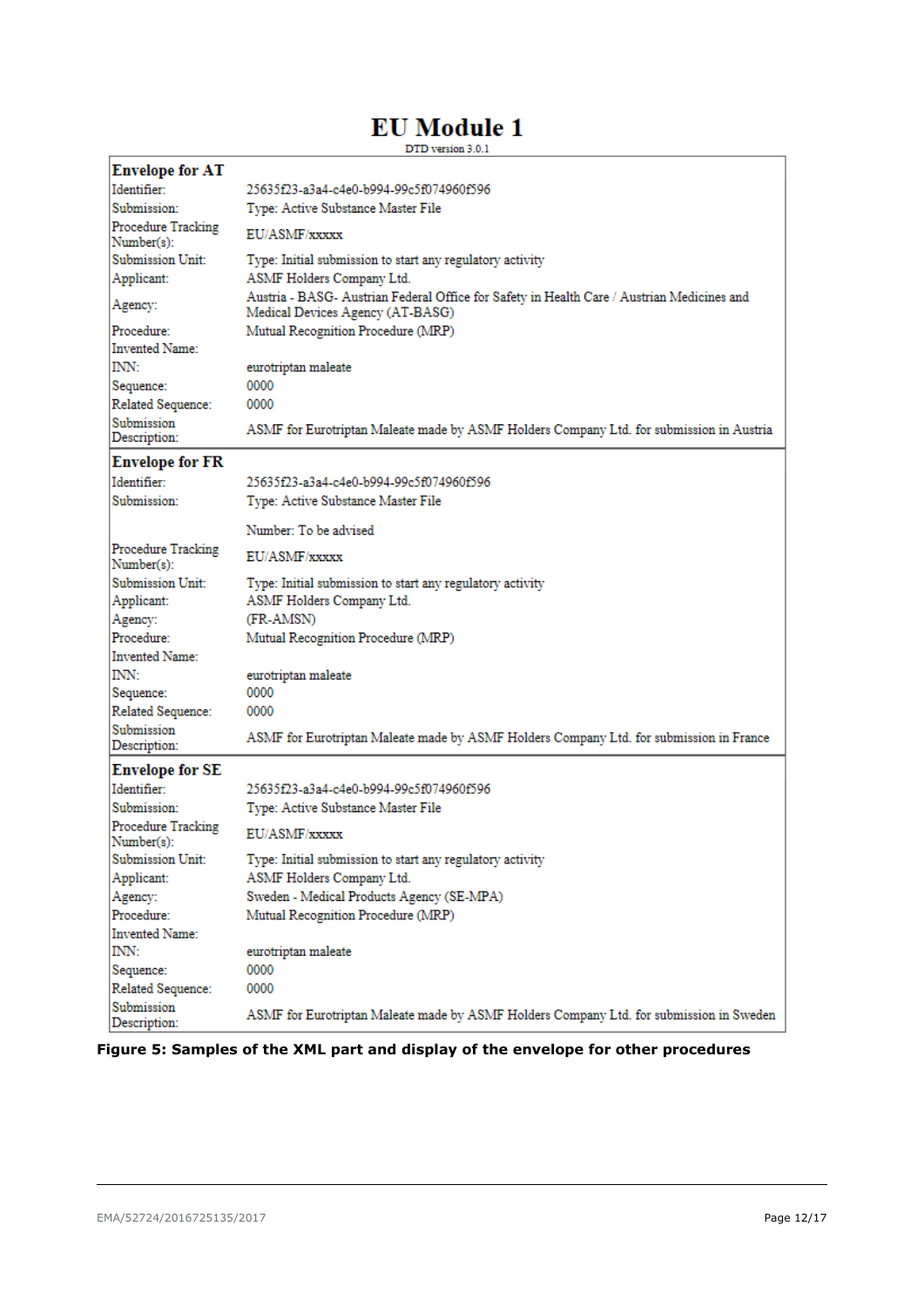# EU Module 1

DTD version 3.0.1

| **Envelope for AT** | |
|---|---|
| Identifier: | 25635f23-a3a4-c4e0-b994-99c5f074960f596 |
| Submission: | Type: Active Substance Master File |
| Procedure Tracking Number(s): | EU/ASMF/xxxxx |
| Submission Unit: | Type: Initial submission to start any regulatory activity |
| Applicant: | ASMF Holders Company Ltd. |
| Agency: | Austria - BASG- Austrian Federal Office for Safety in Health Care / Austrian Medicines and Medical Devices Agency (AT-BASG) |
| Procedure: | Mutual Recognition Procedure (MRP) |
| Invented Name: | |
| INN: | eurotriptan maleate |
| Sequence: | 0000 |
| Related Sequence: | 0000 |
| Submission Description: | ASMF for Eurotriptan Maleate made by ASMF Holders Company Ltd. for submission in Austria |

| **Envelope for FR** | |
|---|---|
| Identifier: | 25635f23-a3a4-c4e0-b994-99c5f074960f596 |
| Submission: | Type: Active Substance Master File |
| | Number: To be advised |
| Procedure Tracking Number(s): | EU/ASMF/xxxxx |
| Submission Unit: | Type: Initial submission to start any regulatory activity |
| Applicant: | ASMF Holders Company Ltd. |
| Agency: | (FR-AMSN) |
| Procedure: | Mutual Recognition Procedure (MRP) |
| Invented Name: | |
| INN: | eurotriptan maleate |
| Sequence: | 0000 |
| Related Sequence: | 0000 |
| Submission Description: | ASMF for Eurotriptan Maleate made by ASMF Holders Company Ltd. for submission in France |

| **Envelope for SE** | |
|---|---|
| Identifier: | 25635f23-a3a4-c4e0-b994-99c5f074960f596 |
| Submission: | Type: Active Substance Master File |
| Procedure Tracking Number(s): | EU/ASMF/xxxxx |
| Submission Unit: | Type: Initial submission to start any regulatory activity |
| Applicant: | ASMF Holders Company Ltd. |
| Agency: | Sweden - Medical Products Agency (SE-MPA) |
| Procedure: | Mutual Recognition Procedure (MRP) |
| Invented Name: | |
| INN: | eurotriptan maleate |
| Sequence: | 0000 |
| Related Sequence: | 0000 |
| Submission Description: | ASMF for Eurotriptan Maleate made by ASMF Holders Company Ltd. for submission in Sweden |

**Figure 5: Samples of the XML part and display of the envelope for other procedures**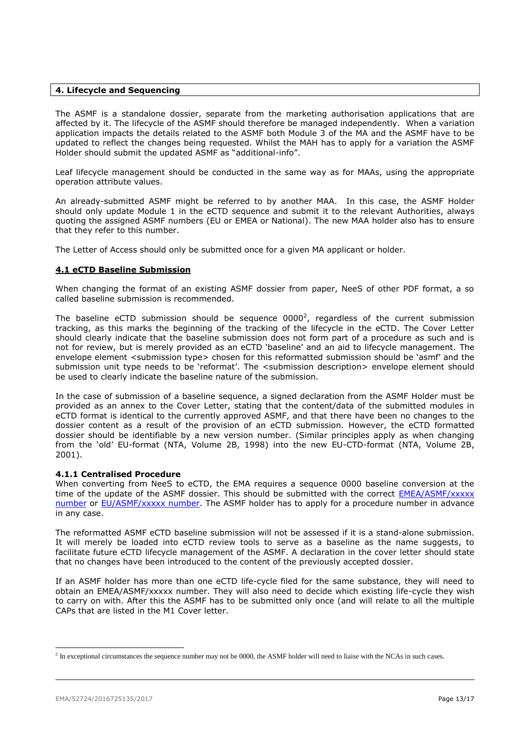## 4. Lifecycle and Sequencing

The ASMF is a standalone dossier, separate from the marketing authorisation applications that are affected by it. The lifecycle of the ASMF should therefore be managed independently. When a variation application impacts the details related to the ASMF both Module 3 of the MA and the ASMF have to be updated to reflect the changes being requested. Whilst the MAH has to apply for a variation the ASMF Holder should submit the updated ASMF as "additional-info".

Leaf lifecycle management should be conducted in the same way as for MAAs, using the appropriate operation attribute values.

An already-submitted ASMF might be referred to by another MAA. In this case, the ASMF Holder should only update Module 1 in the eCTD sequence and submit it to the relevant Authorities, always quoting the assigned ASMF numbers (EU or EMEA or National). The new MAA holder also has to ensure that they refer to this number.

The Letter of Access should only be submitted once for a given MA applicant or holder.

### 4.1 eCTD Baseline Submission

When changing the format of an existing ASMF dossier from paper, NeeS of other PDF format, a so called baseline submission is recommended.

The baseline eCTD submission should be sequence 0000[2], regardless of the current submission tracking, as this marks the beginning of the tracking of the lifecycle in the eCTD. The Cover Letter should clearly indicate that the baseline submission does not form part of a procedure as such and is not for review, but is merely provided as an eCTD 'baseline' and an aid to lifecycle management. The envelope element <submission type> chosen for this reformatted submission should be 'asmf' and the submission unit type needs to be 'reformat'. The <submission description> envelope element should be used to clearly indicate the baseline nature of the submission.

In the case of submission of a baseline sequence, a signed declaration from the ASMF Holder must be provided as an annex to the Cover Letter, stating that the content/data of the submitted modules in eCTD format is identical to the currently approved ASMF, and that there have been no changes to the dossier content as a result of the provision of an eCTD submission. However, the eCTD formatted dossier should be identifiable by a new version number. (Similar principles apply as when changing from the 'old' EU-format (NTA, Volume 2B, 1998) into the new EU-CTD-format (NTA, Volume 2B, 2001).

#### 4.1.1 Centralised Procedure

When converting from NeeS to eCTD, the EMA requires a sequence 0000 baseline conversion at the time of the update of the ASMF dossier. This should be submitted with the correct EMEA/ASMF/xxxxx number or EU/ASMF/xxxxx number. The ASMF holder has to apply for a procedure number in advance in any case.

The reformatted ASMF eCTD baseline submission will not be assessed if it is a stand-alone submission. It will merely be loaded into eCTD review tools to serve as a baseline as the name suggests, to facilitate future eCTD lifecycle management of the ASMF. A declaration in the cover letter should state that no changes have been introduced to the content of the previously accepted dossier.

If an ASMF holder has more than one eCTD life-cycle filed for the same substance, they will need to obtain an EMEA/ASMF/xxxxx number. They will also need to decide which existing life-cycle they wish to carry on with. After this the ASMF has to be submitted only once (and will relate to all the multiple CAPs that are listed in the M1 Cover letter.

---

[2] In exceptional circumstances the sequence number may not be 0000, the ASMF holder will need to liaise with the NCAs in such cases.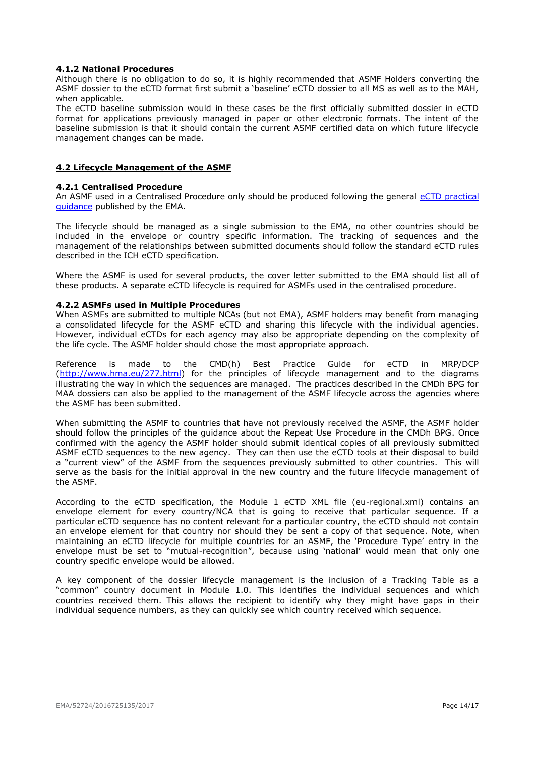#### 4.1.2 National Procedures

Although there is no obligation to do so, it is highly recommended that ASMF Holders converting the ASMF dossier to the eCTD format first submit a 'baseline' eCTD dossier to all MS as well as to the MAH, when applicable.

The eCTD baseline submission would in these cases be the first officially submitted dossier in eCTD format for applications previously managed in paper or other electronic formats. The intent of the baseline submission is that it should contain the current ASMF certified data on which future lifecycle management changes can be made.

### 4.2 Lifecycle Management of the ASMF

#### 4.2.1 Centralised Procedure

An ASMF used in a Centralised Procedure only should be produced following the general eCTD practical guidance published by the EMA.

The lifecycle should be managed as a single submission to the EMA, no other countries should be included in the envelope or country specific information. The tracking of sequences and the management of the relationships between submitted documents should follow the standard eCTD rules described in the ICH eCTD specification.

Where the ASMF is used for several products, the cover letter submitted to the EMA should list all of these products. A separate eCTD lifecycle is required for ASMFs used in the centralised procedure.

#### 4.2.2 ASMFs used in Multiple Procedures

When ASMFs are submitted to multiple NCAs (but not EMA), ASMF holders may benefit from managing a consolidated lifecycle for the ASMF eCTD and sharing this lifecycle with the individual agencies. However, individual eCTDs for each agency may also be appropriate depending on the complexity of the life cycle. The ASMF holder should chose the most appropriate approach.

Reference is made to the CMD(h) Best Practice Guide for eCTD in MRP/DCP (http://www.hma.eu/277.html) for the principles of lifecycle management and to the diagrams illustrating the way in which the sequences are managed. The practices described in the CMDh BPG for MAA dossiers can also be applied to the management of the ASMF lifecycle across the agencies where the ASMF has been submitted.

When submitting the ASMF to countries that have not previously received the ASMF, the ASMF holder should follow the principles of the guidance about the Repeat Use Procedure in the CMDh BPG. Once confirmed with the agency the ASMF holder should submit identical copies of all previously submitted ASMF eCTD sequences to the new agency. They can then use the eCTD tools at their disposal to build a "current view" of the ASMF from the sequences previously submitted to other countries. This will serve as the basis for the initial approval in the new country and the future lifecycle management of the ASMF.

According to the eCTD specification, the Module 1 eCTD XML file (eu-regional.xml) contains an envelope element for every country/NCA that is going to receive that particular sequence. If a particular eCTD sequence has no content relevant for a particular country, the eCTD should not contain an envelope element for that country nor should they be sent a copy of that sequence. Note, when maintaining an eCTD lifecycle for multiple countries for an ASMF, the 'Procedure Type' entry in the envelope must be set to "mutual-recognition", because using 'national' would mean that only one country specific envelope would be allowed.

A key component of the dossier lifecycle management is the inclusion of a Tracking Table as a "common" country document in Module 1.0. This identifies the individual sequences and which countries received them. This allows the recipient to identify why they might have gaps in their individual sequence numbers, as they can quickly see which country received which sequence.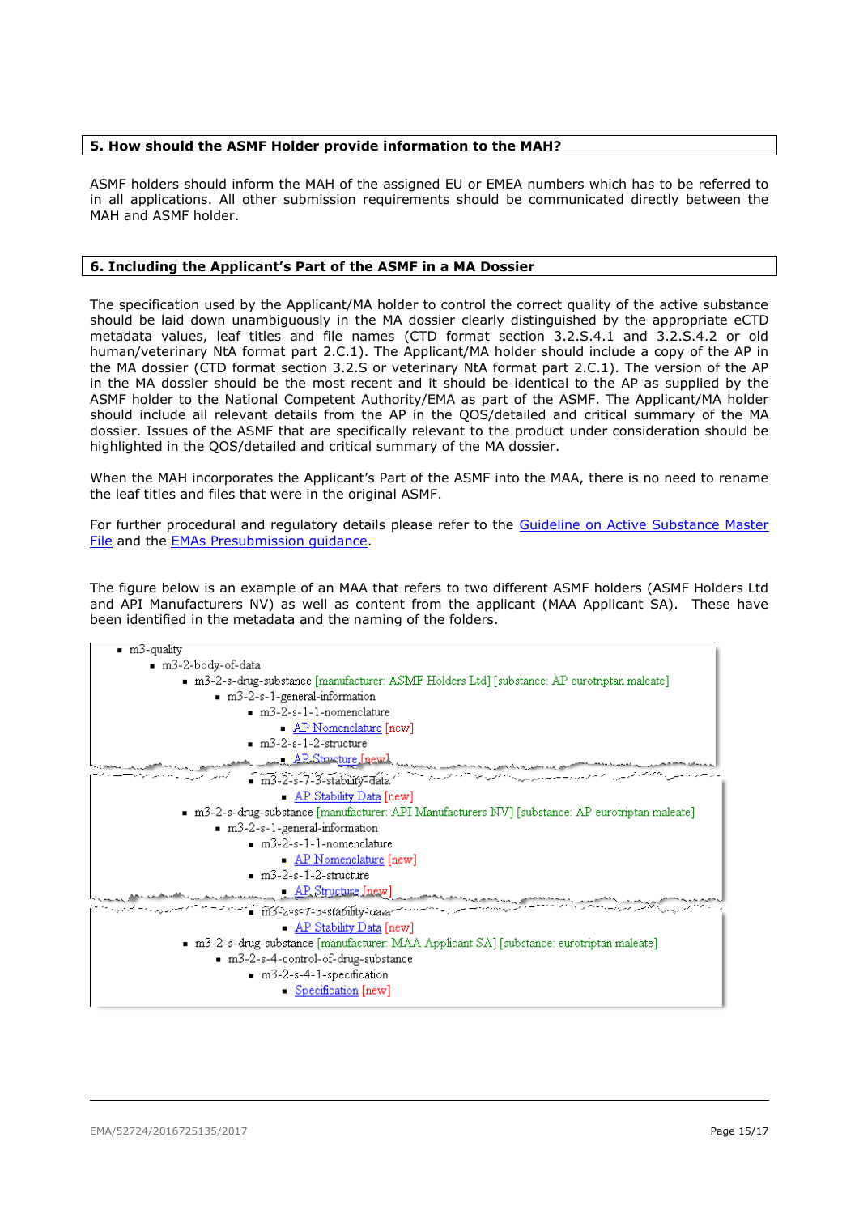## 5. How should the ASMF Holder provide information to the MAH?

ASMF holders should inform the MAH of the assigned EU or EMEA numbers which has to be referred to in all applications. All other submission requirements should be communicated directly between the MAH and ASMF holder.

## 6. Including the Applicant's Part of the ASMF in a MA Dossier

The specification used by the Applicant/MA holder to control the correct quality of the active substance should be laid down unambiguously in the MA dossier clearly distinguished by the appropriate eCTD metadata values, leaf titles and file names (CTD format section 3.2.S.4.1 and 3.2.S.4.2 or old human/veterinary NtA format part 2.C.1). The Applicant/MA holder should include a copy of the AP in the MA dossier (CTD format section 3.2.S or veterinary NtA format part 2.C.1). The version of the AP in the MA dossier should be the most recent and it should be identical to the AP as supplied by the ASMF holder to the National Competent Authority/EMA as part of the ASMF. The Applicant/MA holder should include all relevant details from the AP in the QOS/detailed and critical summary of the MA dossier. Issues of the ASMF that are specifically relevant to the product under consideration should be highlighted in the QOS/detailed and critical summary of the MA dossier.

When the MAH incorporates the Applicant's Part of the ASMF into the MAA, there is no need to rename the leaf titles and files that were in the original ASMF.

For further procedural and regulatory details please refer to the Guideline on Active Substance Master File and the EMAs Presubmission guidance.

The figure below is an example of an MAA that refers to two different ASMF holders (ASMF Holders Ltd and API Manufacturers NV) as well as content from the applicant (MAA Applicant SA). These have been identified in the metadata and the naming of the folders.

- m3-quality
  - m3-2-body-of-data
    - m3-2-s-drug-substance [manufacturer: ASMF Holders Ltd] [substance: AP eurotriptan maleate]
      - m3-2-s-1-general-information
        - m3-2-s-1-1-nomenclature
          - AP Nomenclature [new]
        - m3-2-s-1-2-structure
          - AP Structure [new]
        - m3-2-s-7-3-stability-data
          - AP Stability Data [new]
    - m3-2-s-drug-substance [manufacturer: API Manufacturers NV] [substance: AP eurotriptan maleate]
      - m3-2-s-1-general-information
        - m3-2-s-1-1-nomenclature
          - AP Nomenclature [new]
        - m3-2-s-1-2-structure
          - AP Structure [new]
        - m3-2-s-7-3-stability-data
          - AP Stability Data [new]
    - m3-2-s-drug-substance [manufacturer: MAA Applicant SA] [substance: eurotriptan maleate]
      - m3-2-s-4-control-of-drug-substance
        - m3-2-s-4-1-specification
          - Specification [new]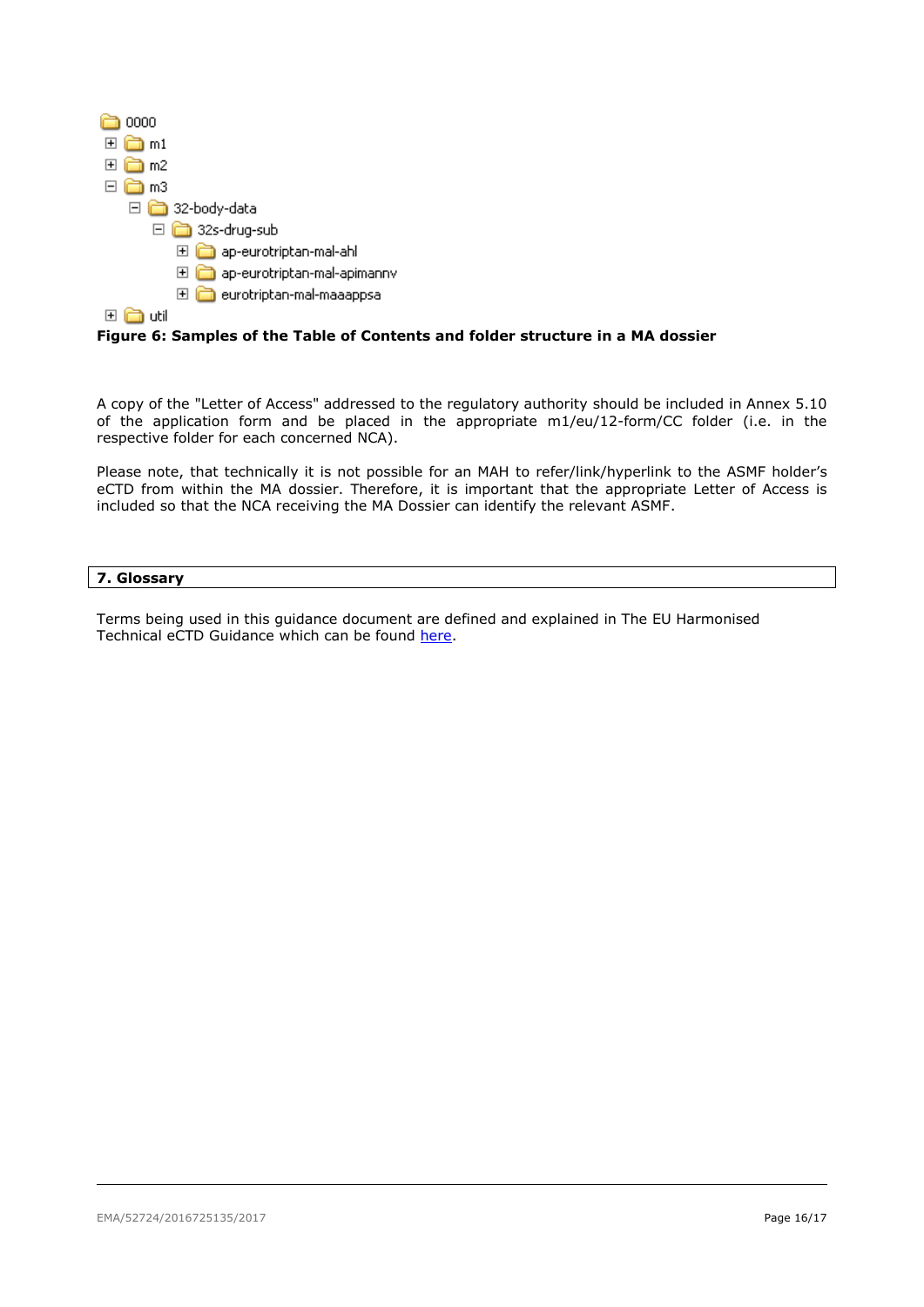```
0000
⊞ m1
⊞ m2
⊟ m3
   ⊟ 32-body-data
      ⊟ 32s-drug-sub
         ⊞ ap-eurotriptan-mal-ahl
         ⊞ ap-eurotriptan-mal-apimannv
         ⊞ eurotriptan-mal-maaappsa
⊞ util
```

**Figure 6: Samples of the Table of Contents and folder structure in a MA dossier**

A copy of the "Letter of Access" addressed to the regulatory authority should be included in Annex 5.10 of the application form and be placed in the appropriate m1/eu/12-form/CC folder (i.e. in the respective folder for each concerned NCA).

Please note, that technically it is not possible for an MAH to refer/link/hyperlink to the ASMF holder's eCTD from within the MA dossier. Therefore, it is important that the appropriate Letter of Access is included so that the NCA receiving the MA Dossier can identify the relevant ASMF.

## 7. Glossary

Terms being used in this guidance document are defined and explained in The EU Harmonised Technical eCTD Guidance which can be found here.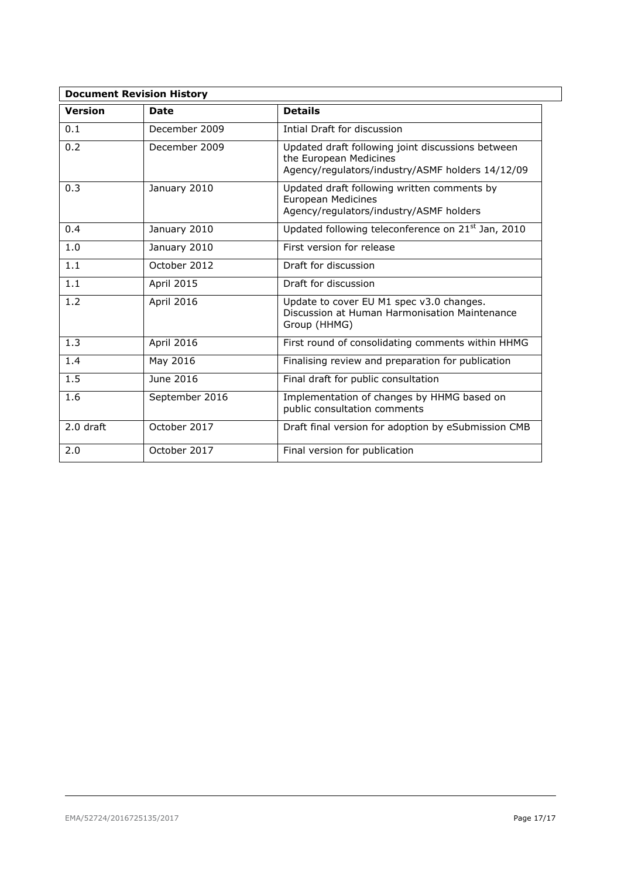**Document Revision History**

| Version | Date | Details |
|---|---|---|
| 0.1 | December 2009 | Intial Draft for discussion |
| 0.2 | December 2009 | Updated draft following joint discussions between the European Medicines Agency/regulators/industry/ASMF holders 14/12/09 |
| 0.3 | January 2010 | Updated draft following written comments by European Medicines Agency/regulators/industry/ASMF holders |
| 0.4 | January 2010 | Updated following teleconference on 21st Jan, 2010 |
| 1.0 | January 2010 | First version for release |
| 1.1 | October 2012 | Draft for discussion |
| 1.1 | April 2015 | Draft for discussion |
| 1.2 | April 2016 | Update to cover EU M1 spec v3.0 changes. Discussion at Human Harmonisation Maintenance Group (HHMG) |
| 1.3 | April 2016 | First round of consolidating comments within HHMG |
| 1.4 | May 2016 | Finalising review and preparation for publication |
| 1.5 | June 2016 | Final draft for public consultation |
| 1.6 | September 2016 | Implementation of changes by HHMG based on public consultation comments |
| 2.0 draft | October 2017 | Draft final version for adoption by eSubmission CMB |
| 2.0 | October 2017 | Final version for publication |